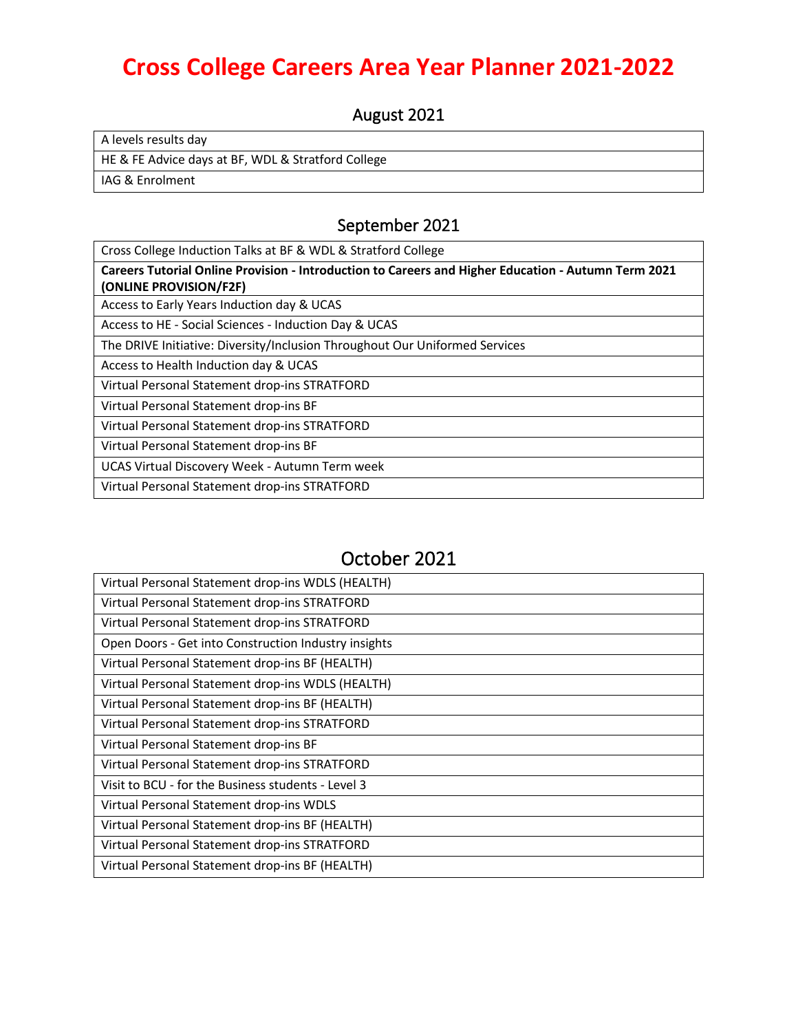# Cross College Careers Area Year Planner 2021-2022

## August 2021

| |
|---|
| A levels results day |
| HE & FE Advice days at BF, WDL & Stratford College |
| IAG & Enrolment |

## September 2021

| |
|---|
| Cross College Induction Talks at BF & WDL & Stratford College |
| **Careers Tutorial Online Provision - Introduction to Careers and Higher Education - Autumn Term 2021 (ONLINE PROVISION/F2F)** |
| Access to Early Years Induction day & UCAS |
| Access to HE - Social Sciences - Induction Day & UCAS |
| The DRIVE Initiative: Diversity/Inclusion Throughout Our Uniformed Services |
| Access to Health Induction day & UCAS |
| Virtual Personal Statement drop-ins STRATFORD |
| Virtual Personal Statement drop-ins BF |
| Virtual Personal Statement drop-ins STRATFORD |
| Virtual Personal Statement drop-ins BF |
| UCAS Virtual Discovery Week - Autumn Term week |
| Virtual Personal Statement drop-ins STRATFORD |

## October 2021

| |
|---|
| Virtual Personal Statement drop-ins WDLS (HEALTH) |
| Virtual Personal Statement drop-ins STRATFORD |
| Virtual Personal Statement drop-ins STRATFORD |
| Open Doors - Get into Construction Industry insights |
| Virtual Personal Statement drop-ins BF (HEALTH) |
| Virtual Personal Statement drop-ins WDLS (HEALTH) |
| Virtual Personal Statement drop-ins BF (HEALTH) |
| Virtual Personal Statement drop-ins STRATFORD |
| Virtual Personal Statement drop-ins BF |
| Virtual Personal Statement drop-ins STRATFORD |
| Visit to BCU - for the Business students - Level 3 |
| Virtual Personal Statement drop-ins WDLS |
| Virtual Personal Statement drop-ins BF (HEALTH) |
| Virtual Personal Statement drop-ins STRATFORD |
| Virtual Personal Statement drop-ins BF (HEALTH) |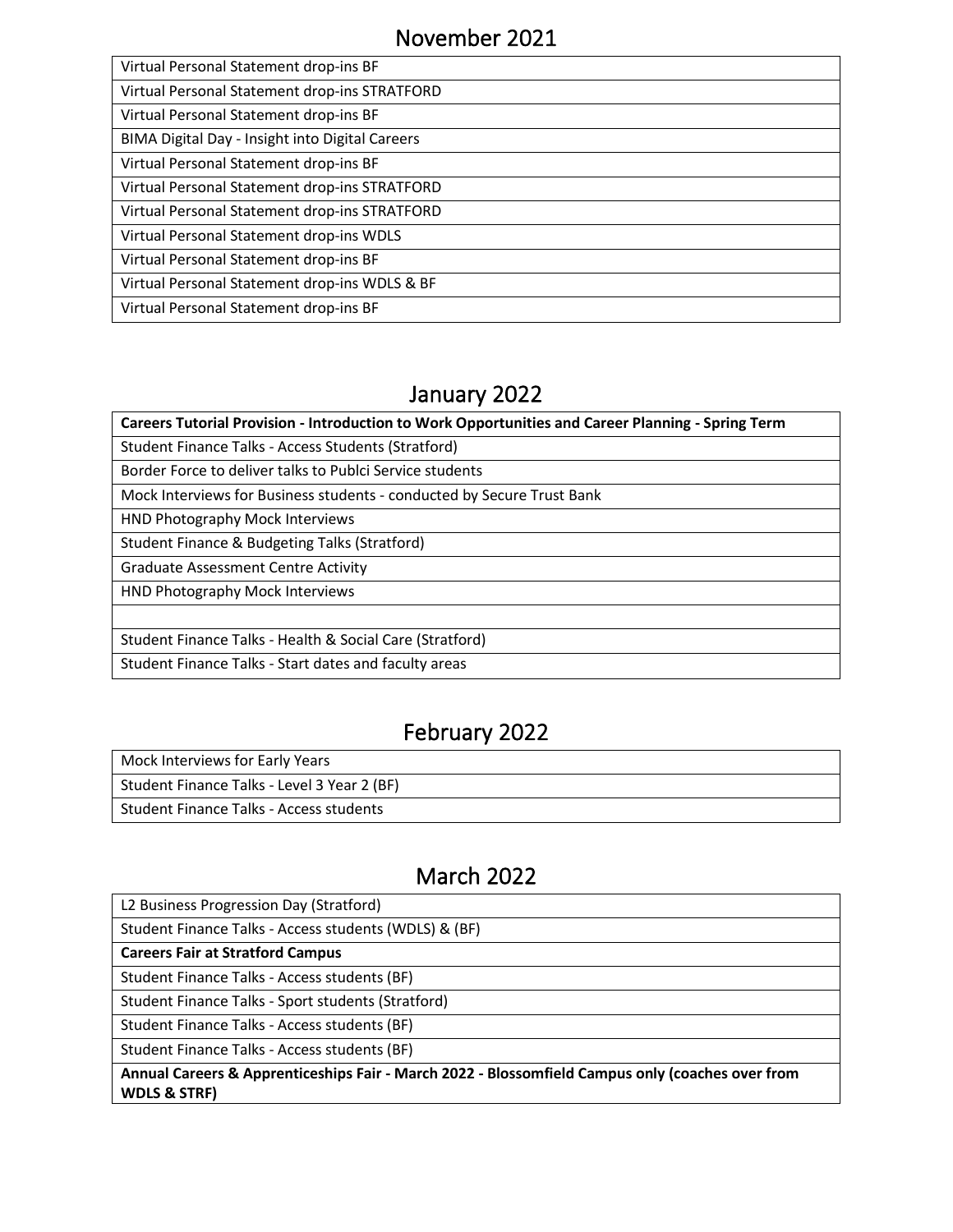## November 2021

| Virtual Personal Statement drop-ins BF |
|---|
| Virtual Personal Statement drop-ins STRATFORD |
| Virtual Personal Statement drop-ins BF |
| BIMA Digital Day - Insight into Digital Careers |
| Virtual Personal Statement drop-ins BF |
| Virtual Personal Statement drop-ins STRATFORD |
| Virtual Personal Statement drop-ins STRATFORD |
| Virtual Personal Statement drop-ins WDLS |
| Virtual Personal Statement drop-ins BF |
| Virtual Personal Statement drop-ins WDLS & BF |
| Virtual Personal Statement drop-ins BF |

## January 2022

| **Careers Tutorial Provision - Introduction to Work Opportunities and Career Planning - Spring Term** |
|---|
| Student Finance Talks - Access Students (Stratford) |
| Border Force to deliver talks to Publci Service students |
| Mock Interviews for Business students - conducted by Secure Trust Bank |
| HND Photography Mock Interviews |
| Student Finance & Budgeting Talks (Stratford) |
| Graduate Assessment Centre Activity |
| HND Photography Mock Interviews |
| |
| Student Finance Talks - Health & Social Care (Stratford) |
| Student Finance Talks - Start dates and faculty areas |

## February 2022

| Mock Interviews for Early Years |
|---|
| Student Finance Talks - Level 3 Year 2 (BF) |
| Student Finance Talks - Access students |

## March 2022

| L2 Business Progression Day (Stratford) |
|---|
| Student Finance Talks - Access students (WDLS) & (BF) |
| **Careers Fair at Stratford Campus** |
| Student Finance Talks - Access students (BF) |
| Student Finance Talks - Sport students (Stratford) |
| Student Finance Talks - Access students (BF) |
| Student Finance Talks - Access students (BF) |
| **Annual Careers & Apprenticeships Fair - March 2022 - Blossomfield Campus only (coaches over from WDLS & STRF)** |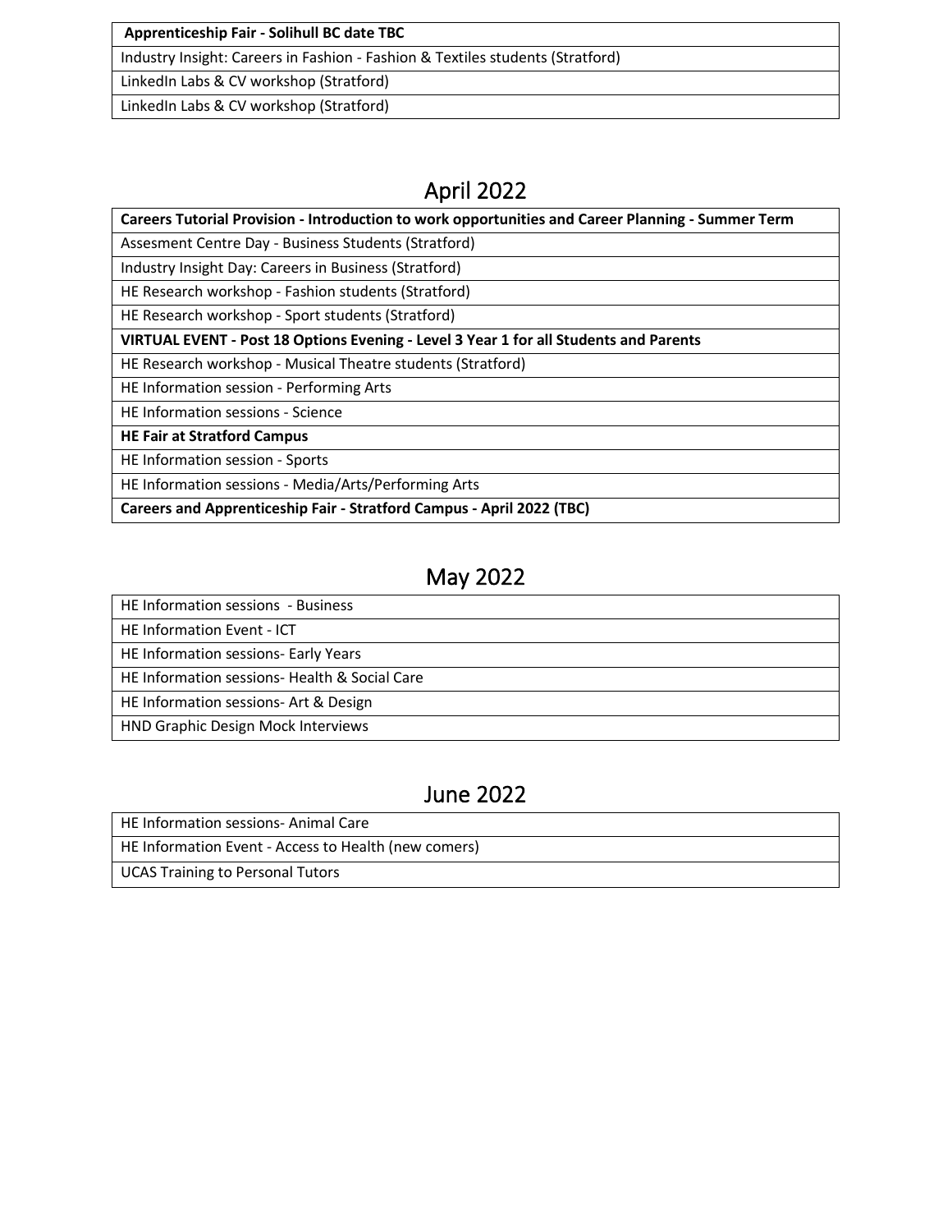| |
|---|
| **Apprenticeship Fair - Solihull BC date TBC** |
| Industry Insight: Careers in Fashion - Fashion & Textiles students (Stratford) |
| LinkedIn Labs & CV workshop (Stratford) |
| LinkedIn Labs & CV workshop (Stratford) |

## April 2022

| |
|---|
| **Careers Tutorial Provision - Introduction to work opportunities and Career Planning - Summer Term** |
| Assesment Centre Day - Business Students (Stratford) |
| Industry Insight Day: Careers in Business (Stratford) |
| HE Research workshop - Fashion students (Stratford) |
| HE Research workshop - Sport students (Stratford) |
| **VIRTUAL EVENT - Post 18 Options Evening - Level 3 Year 1 for all Students and Parents** |
| HE Research workshop - Musical Theatre students (Stratford) |
| HE Information session - Performing Arts |
| HE Information sessions - Science |
| **HE Fair at Stratford Campus** |
| HE Information session - Sports |
| HE Information sessions - Media/Arts/Performing Arts |
| **Careers and Apprenticeship Fair - Stratford Campus - April 2022 (TBC)** |

## May 2022

| |
|---|
| HE Information sessions - Business |
| HE Information Event - ICT |
| HE Information sessions- Early Years |
| HE Information sessions- Health & Social Care |
| HE Information sessions- Art & Design |
| HND Graphic Design Mock Interviews |

## June 2022

| |
|---|
| HE Information sessions- Animal Care |
| HE Information Event - Access to Health (new comers) |
| UCAS Training to Personal Tutors |